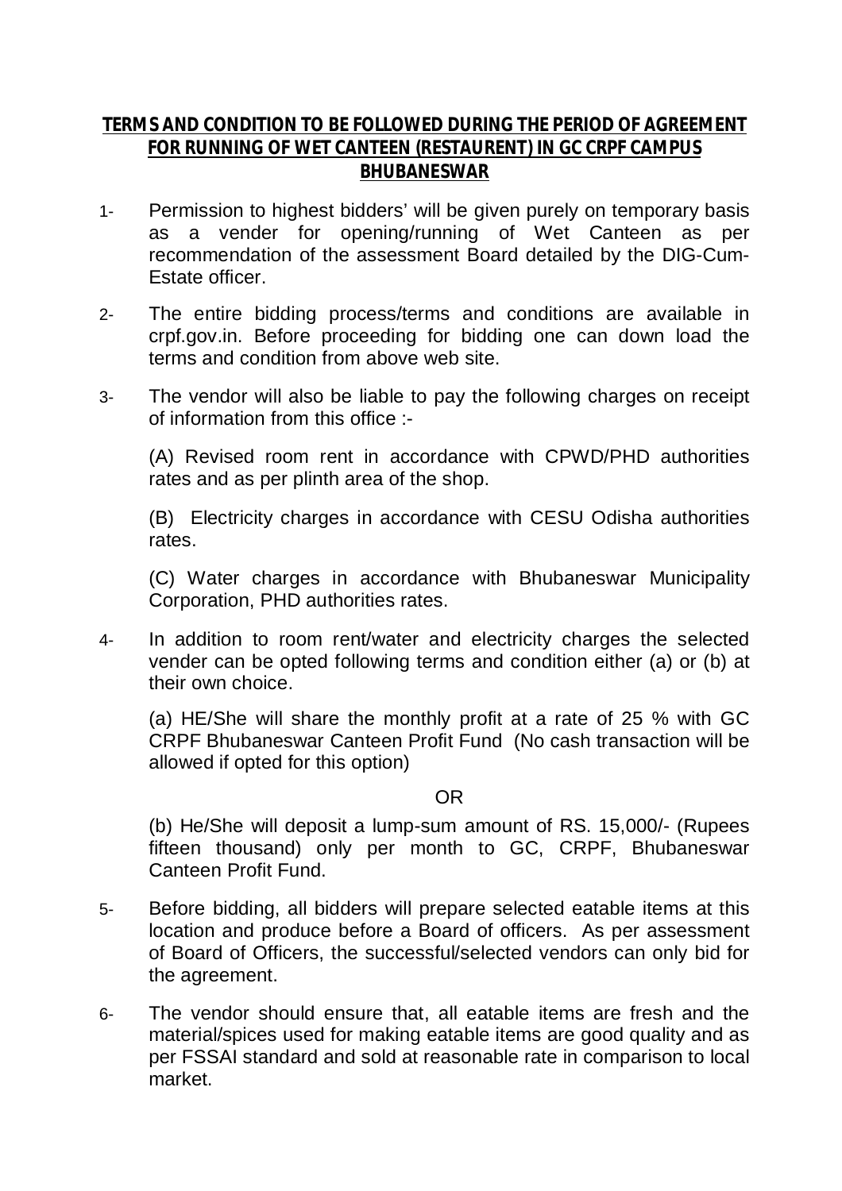**TERMS AND CONDITION TO BE FOLLOWED DURING THE PERIOD OF AGREEMENT FOR RUNNING OF WET CANTEEN (RESTAURENT) IN GC CRPF CAMPUS BHUBANESWAR**

1- Permission to highest bidders' will be given purely on temporary basis as a vender for opening/running of Wet Canteen as per recommendation of the assessment Board detailed by the DIG-Cum-Estate officer.

2- The entire bidding process/terms and conditions are available in crpf.gov.in. Before proceeding for bidding one can down load the terms and condition from above web site.

3- The vendor will also be liable to pay the following charges on receipt of information from this office :-

   (A) Revised room rent in accordance with CPWD/PHD authorities rates and as per plinth area of the shop.

   (B) Electricity charges in accordance with CESU Odisha authorities rates.

   (C) Water charges in accordance with Bhubaneswar Municipality Corporation, PHD authorities rates.

4- In addition to room rent/water and electricity charges the selected vender can be opted following terms and condition either (a) or (b) at their own choice.

   (a) HE/She will share the monthly profit at a rate of 25 % with GC CRPF Bhubaneswar Canteen Profit Fund (No cash transaction will be allowed if opted for this option)

   OR

   (b) He/She will deposit a lump-sum amount of RS. 15,000/- (Rupees fifteen thousand) only per month to GC, CRPF, Bhubaneswar Canteen Profit Fund.

5- Before bidding, all bidders will prepare selected eatable items at this location and produce before a Board of officers. As per assessment of Board of Officers, the successful/selected vendors can only bid for the agreement.

6- The vendor should ensure that, all eatable items are fresh and the material/spices used for making eatable items are good quality and as per FSSAI standard and sold at reasonable rate in comparison to local market.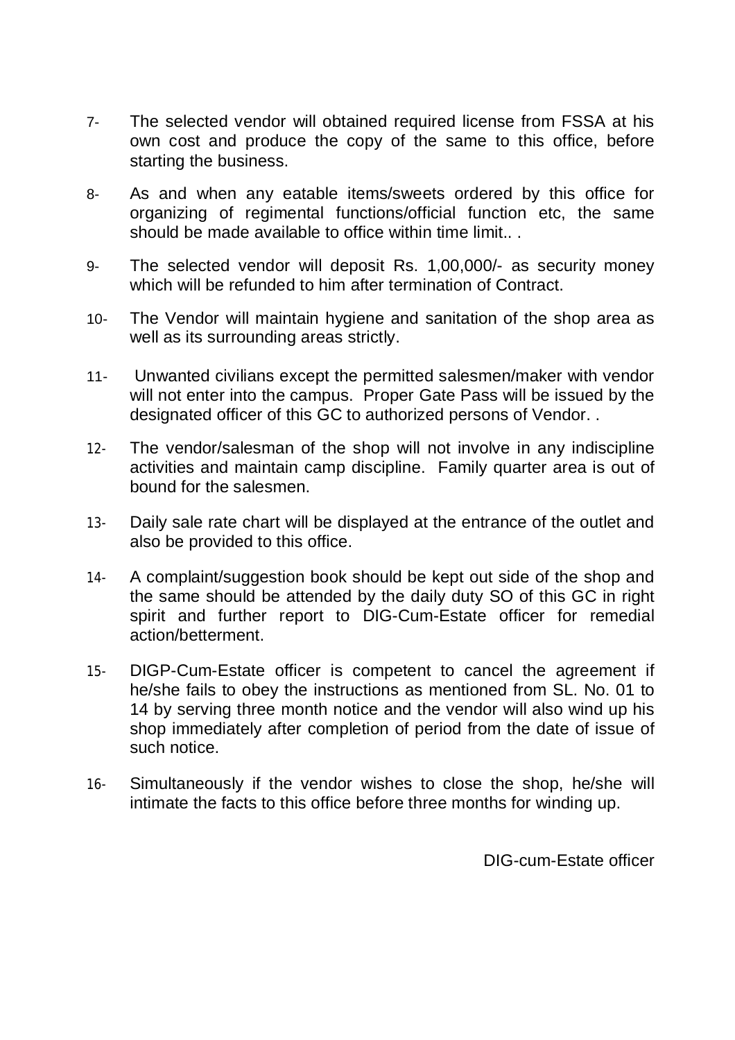7- The selected vendor will obtained required license from FSSA at his own cost and produce the copy of the same to this office, before starting the business.

8- As and when any eatable items/sweets ordered by this office for organizing of regimental functions/official function etc, the same should be made available to office within time limit.. .

9- The selected vendor will deposit Rs. 1,00,000/- as security money which will be refunded to him after termination of Contract.

10- The Vendor will maintain hygiene and sanitation of the shop area as well as its surrounding areas strictly.

11- Unwanted civilians except the permitted salesmen/maker with vendor will not enter into the campus. Proper Gate Pass will be issued by the designated officer of this GC to authorized persons of Vendor. .

12- The vendor/salesman of the shop will not involve in any indiscipline activities and maintain camp discipline. Family quarter area is out of bound for the salesmen.

13- Daily sale rate chart will be displayed at the entrance of the outlet and also be provided to this office.

14- A complaint/suggestion book should be kept out side of the shop and the same should be attended by the daily duty SO of this GC in right spirit and further report to DIG-Cum-Estate officer for remedial action/betterment.

15- DIGP-Cum-Estate officer is competent to cancel the agreement if he/she fails to obey the instructions as mentioned from SL. No. 01 to 14 by serving three month notice and the vendor will also wind up his shop immediately after completion of period from the date of issue of such notice.

16- Simultaneously if the vendor wishes to close the shop, he/she will intimate the facts to this office before three months for winding up.

DIG-cum-Estate officer